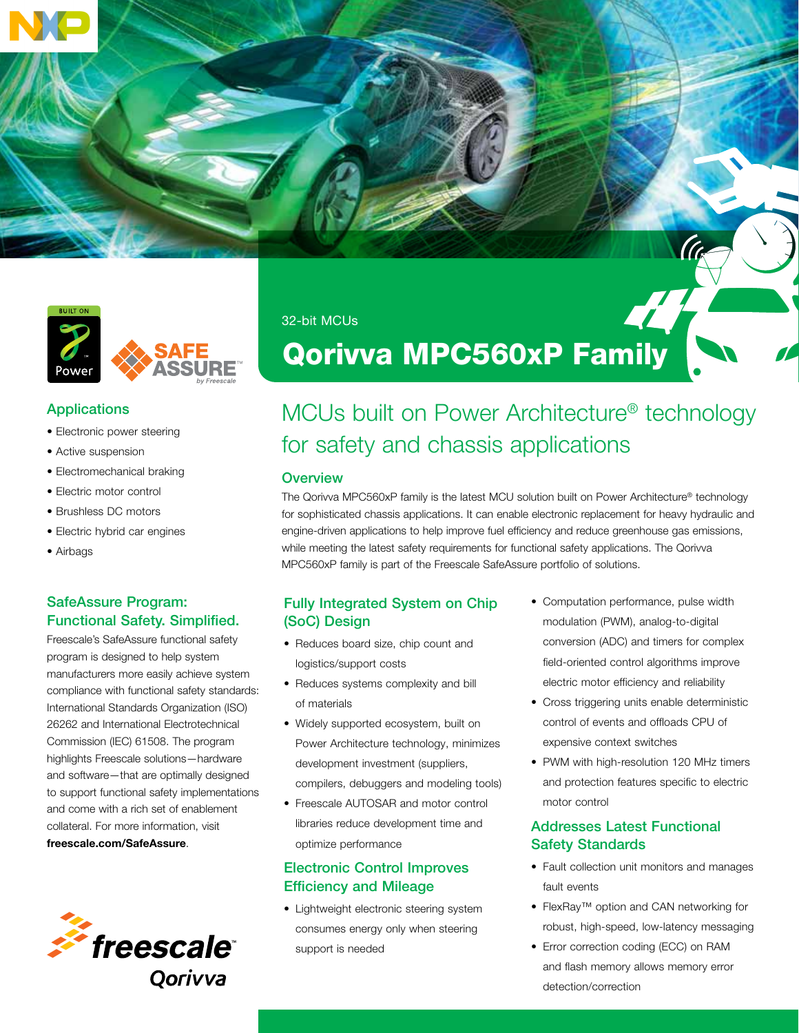32-bit MCUs

# Qorivva MPC560xP Family

## MCUs built on Power Architecture® technology for safety and chassis applications

### Overview

The Qorivva MPC560xP family is the latest MCU solution built on Power Architecture® technology for sophisticated chassis applications. It can enable electronic replacement for heavy hydraulic and engine-driven applications to help improve fuel efficiency and reduce greenhouse gas emissions, while meeting the latest safety requirements for functional safety applications. The Qorivva MPC560xP family is part of the Freescale SafeAssure portfolio of solutions.

### Applications

- Electronic power steering
- Active suspension
- Electromechanical braking
- Electric motor control
- Brushless DC motors
- Electric hybrid car engines
- Airbags

### SafeAssure Program: Functional Safety. Simplified.

Freescale's SafeAssure functional safety program is designed to help system manufacturers more easily achieve system compliance with functional safety standards: International Standards Organization (ISO) 26262 and International Electrotechnical Commission (IEC) 61508. The program highlights Freescale solutions—hardware and software—that are optimally designed to support functional safety implementations and come with a rich set of enablement collateral. For more information, visit **freescale.com/SafeAssure**.

### Fully Integrated System on Chip (SoC) Design

- Reduces board size, chip count and logistics/support costs
- Reduces systems complexity and bill of materials
- Widely supported ecosystem, built on Power Architecture technology, minimizes development investment (suppliers, compilers, debuggers and modeling tools)
- Freescale AUTOSAR and motor control libraries reduce development time and optimize performance

### Electronic Control Improves Efficiency and Mileage

- Lightweight electronic steering system consumes energy only when steering support is needed
- Computation performance, pulse width modulation (PWM), analog-to-digital conversion (ADC) and timers for complex field-oriented control algorithms improve electric motor efficiency and reliability
- Cross triggering units enable deterministic control of events and offloads CPU of expensive context switches
- PWM with high-resolution 120 MHz timers and protection features specific to electric motor control

### Addresses Latest Functional Safety Standards

- Fault collection unit monitors and manages fault events
- FlexRay™ option and CAN networking for robust, high-speed, low-latency messaging
- Error correction coding (ECC) on RAM and flash memory allows memory error detection/correction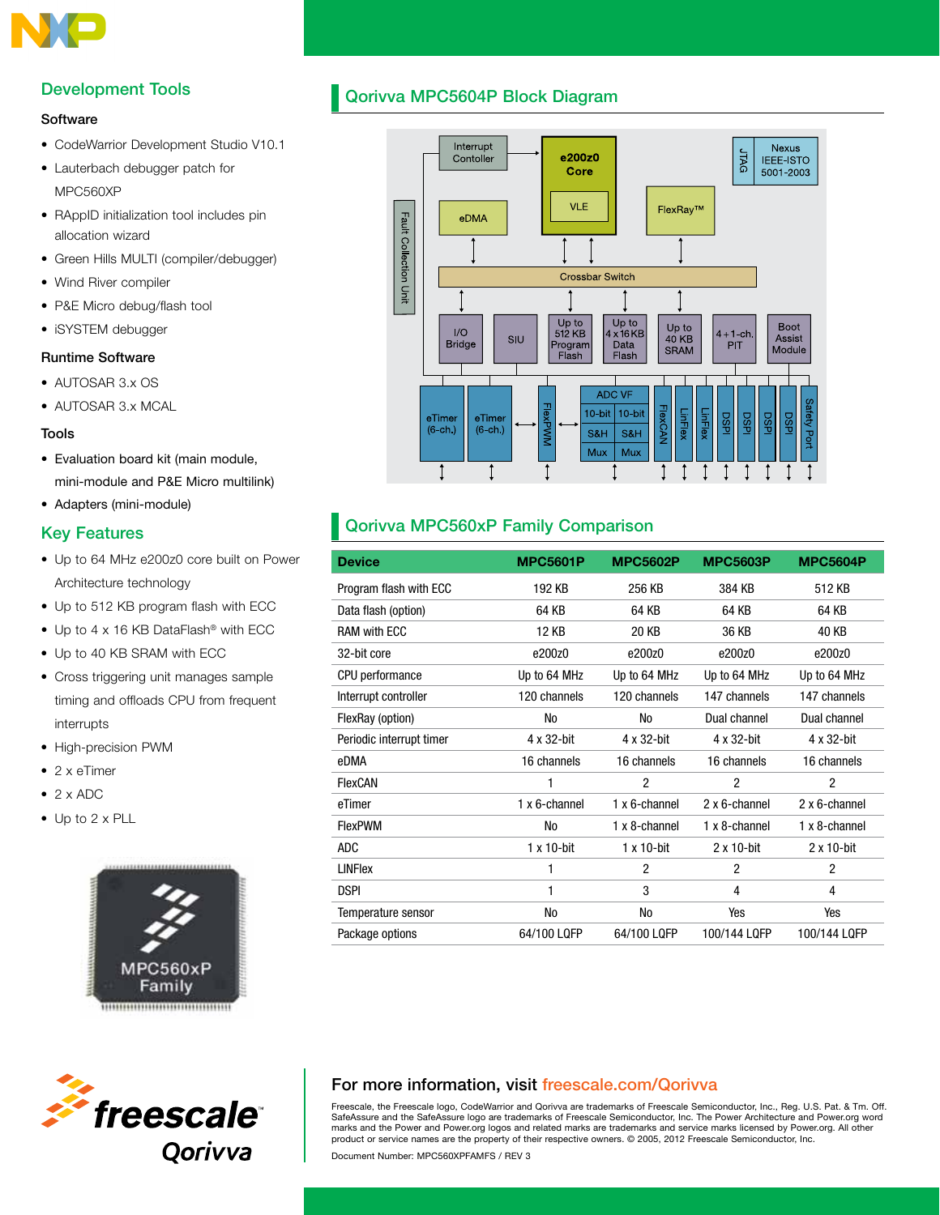## Development Tools

### Software

- CodeWarrior Development Studio V10.1
- Lauterbach debugger patch for MPC560XP
- RAppID initialization tool includes pin allocation wizard
- Green Hills MULTI (compiler/debugger)
- Wind River compiler
- P&E Micro debug/flash tool
- iSYSTEM debugger

### Runtime Software

- AUTOSAR 3.x OS
- AUTOSAR 3.x MCAL

### Tools

- Evaluation board kit (main module, mini-module and P&E Micro multilink)
- Adapters (mini-module)

## Key Features

- Up to 64 MHz e200z0 core built on Power Architecture technology
- Up to 512 KB program flash with ECC
- Up to 4 x 16 KB DataFlash® with ECC
- Up to 40 KB SRAM with ECC
- Cross triggering unit manages sample timing and offloads CPU from frequent interrupts
- High-precision PWM
- 2 x eTimer
- 2 x ADC
- Up to 2 x PLL

MPC560xP Family

## Qorivva MPC5604P Block Diagram

Interrupt Controller
e200z0 Core
VLE
JTAG
Nexus IEEE-ISTO 5001-2003
eDMA
FlexRay™
Fault Collection Unit
Crossbar Switch
I/O Bridge
SIU
Up to 512 KB Program Flash
Up to 4 x 16 KB Data Flash
Up to 40 KB SRAM
4+1-ch. PIT
Boot Assist Module
eTimer (6-ch.)
eTimer (6-ch.)
FlexPWM
ADC VF
10-bit
10-bit
S&H
S&H
Mux
Mux
FlexCAN
LinFlex
LinFlex
DSPI
DSPI
DSPI
Safety Port

## Qorivva MPC560xP Family Comparison

| Device | MPC5601P | MPC5602P | MPC5603P | MPC5604P |
|---|---|---|---|---|
| Program flash with ECC | 192 KB | 256 KB | 384 KB | 512 KB |
| Data flash (option) | 64 KB | 64 KB | 64 KB | 64 KB |
| RAM with ECC | 12 KB | 20 KB | 36 KB | 40 KB |
| 32-bit core | e200z0 | e200z0 | e200z0 | e200z0 |
| CPU performance | Up to 64 MHz | Up to 64 MHz | Up to 64 MHz | Up to 64 MHz |
| Interrupt controller | 120 channels | 120 channels | 147 channels | 147 channels |
| FlexRay (option) | No | No | Dual channel | Dual channel |
| Periodic interrupt timer | 4 x 32-bit | 4 x 32-bit | 4 x 32-bit | 4 x 32-bit |
| eDMA | 16 channels | 16 channels | 16 channels | 16 channels |
| FlexCAN | 1 | 2 | 2 | 2 |
| eTimer | 1 x 6-channel | 1 x 6-channel | 2 x 6-channel | 2 x 6-channel |
| FlexPWM | No | 1 x 8-channel | 1 x 8-channel | 1 x 8-channel |
| ADC | 1 x 10-bit | 1 x 10-bit | 2 x 10-bit | 2 x 10-bit |
| LINFlex | 1 | 2 | 2 | 2 |
| DSPI | 1 | 3 | 4 | 4 |
| Temperature sensor | No | No | Yes | Yes |
| Package options | 64/100 LQFP | 64/100 LQFP | 100/144 LQFP | 100/144 LQFP |

freescale™ Qorivva

### For more information, visit freescale.com/Qorivva

Freescale, the Freescale logo, CodeWarrior and Qorivva are trademarks of Freescale Semiconductor, Inc., Reg. U.S. Pat. & Tm. Off. SafeAssure and the SafeAssure logo are trademarks of Freescale Semiconductor, Inc. The Power Architecture and Power.org word marks and the Power and Power.org logos and related marks are trademarks and service marks licensed by Power.org. All other product or service names are the property of their respective owners. © 2005, 2012 Freescale Semiconductor, Inc.

Document Number: MPC560XPFAMFS / REV 3